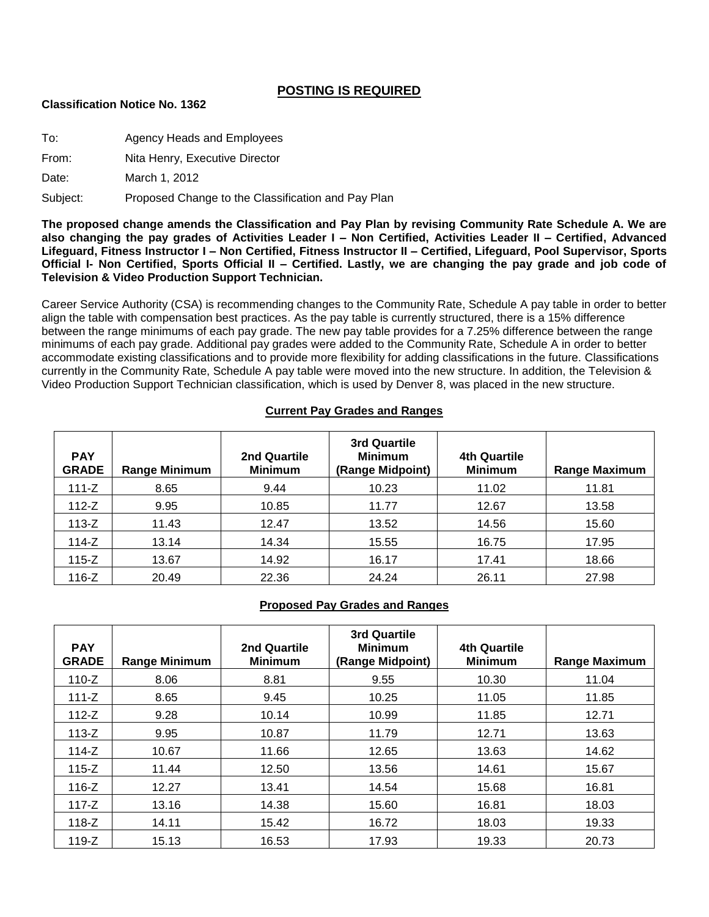## POSTING IS REQUIRED

**Classification Notice No. 1362**

To: Agency Heads and Employees

From: Nita Henry, Executive Director

Date: March 1, 2012

Subject: Proposed Change to the Classification and Pay Plan

**The proposed change amends the Classification and Pay Plan by revising Community Rate Schedule A. We are also changing the pay grades of Activities Leader I – Non Certified, Activities Leader II – Certified, Advanced Lifeguard, Fitness Instructor I – Non Certified, Fitness Instructor II – Certified, Lifeguard, Pool Supervisor, Sports Official I- Non Certified, Sports Official II – Certified. Lastly, we are changing the pay grade and job code of Television & Video Production Support Technician.**

Career Service Authority (CSA) is recommending changes to the Community Rate, Schedule A pay table in order to better align the table with compensation best practices. As the pay table is currently structured, there is a 15% difference between the range minimums of each pay grade. The new pay table provides for a 7.25% difference between the range minimums of each pay grade. Additional pay grades were added to the Community Rate, Schedule A in order to better accommodate existing classifications and to provide more flexibility for adding classifications in the future. Classifications currently in the Community Rate, Schedule A pay table were moved into the new structure. In addition, the Television & Video Production Support Technician classification, which is used by Denver 8, was placed in the new structure.

### Current Pay Grades and Ranges

| PAY GRADE | Range Minimum | 2nd Quartile Minimum | 3rd Quartile Minimum (Range Midpoint) | 4th Quartile Minimum | Range Maximum |
|---|---|---|---|---|---|
| 111-Z | 8.65 | 9.44 | 10.23 | 11.02 | 11.81 |
| 112-Z | 9.95 | 10.85 | 11.77 | 12.67 | 13.58 |
| 113-Z | 11.43 | 12.47 | 13.52 | 14.56 | 15.60 |
| 114-Z | 13.14 | 14.34 | 15.55 | 16.75 | 17.95 |
| 115-Z | 13.67 | 14.92 | 16.17 | 17.41 | 18.66 |
| 116-Z | 20.49 | 22.36 | 24.24 | 26.11 | 27.98 |

### Proposed Pay Grades and Ranges

| PAY GRADE | Range Minimum | 2nd Quartile Minimum | 3rd Quartile Minimum (Range Midpoint) | 4th Quartile Minimum | Range Maximum |
|---|---|---|---|---|---|
| 110-Z | 8.06 | 8.81 | 9.55 | 10.30 | 11.04 |
| 111-Z | 8.65 | 9.45 | 10.25 | 11.05 | 11.85 |
| 112-Z | 9.28 | 10.14 | 10.99 | 11.85 | 12.71 |
| 113-Z | 9.95 | 10.87 | 11.79 | 12.71 | 13.63 |
| 114-Z | 10.67 | 11.66 | 12.65 | 13.63 | 14.62 |
| 115-Z | 11.44 | 12.50 | 13.56 | 14.61 | 15.67 |
| 116-Z | 12.27 | 13.41 | 14.54 | 15.68 | 16.81 |
| 117-Z | 13.16 | 14.38 | 15.60 | 16.81 | 18.03 |
| 118-Z | 14.11 | 15.42 | 16.72 | 18.03 | 19.33 |
| 119-Z | 15.13 | 16.53 | 17.93 | 19.33 | 20.73 |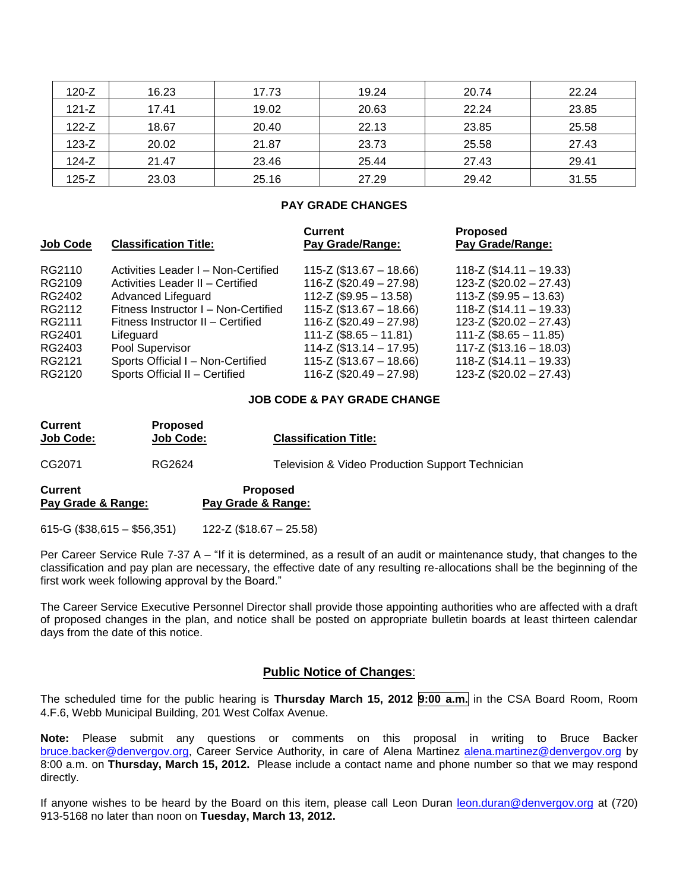| | | | | | |
|---|---|---|---|---|---|
| 120-Z | 16.23 | 17.73 | 19.24 | 20.74 | 22.24 |
| 121-Z | 17.41 | 19.02 | 20.63 | 22.24 | 23.85 |
| 122-Z | 18.67 | 20.40 | 22.13 | 23.85 | 25.58 |
| 123-Z | 20.02 | 21.87 | 23.73 | 25.58 | 27.43 |
| 124-Z | 21.47 | 23.46 | 25.44 | 27.43 | 29.41 |
| 125-Z | 23.03 | 25.16 | 27.29 | 29.42 | 31.55 |

**PAY GRADE CHANGES**

| Job Code | Classification Title: | Current Pay Grade/Range: | Proposed Pay Grade/Range: |
|---|---|---|---|
| RG2110 | Activities Leader I – Non-Certified | 115-Z ($13.67 – 18.66) | 118-Z ($14.11 – 19.33) |
| RG2109 | Activities Leader II – Certified | 116-Z ($20.49 – 27.98) | 123-Z ($20.02 – 27.43) |
| RG2402 | Advanced Lifeguard | 112-Z ($9.95 – 13.58) | 113-Z ($9.95 – 13.63) |
| RG2112 | Fitness Instructor I – Non-Certified | 115-Z ($13.67 – 18.66) | 118-Z ($14.11 – 19.33) |
| RG2111 | Fitness Instructor II – Certified | 116-Z ($20.49 – 27.98) | 123-Z ($20.02 – 27.43) |
| RG2401 | Lifeguard | 111-Z ($8.65 – 11.81) | 111-Z ($8.65 – 11.85) |
| RG2403 | Pool Supervisor | 114-Z ($13.14 – 17.95) | 117-Z ($13.16 – 18.03) |
| RG2121 | Sports Official I – Non-Certified | 115-Z ($13.67 – 18.66) | 118-Z ($14.11 – 19.33) |
| RG2120 | Sports Official II – Certified | 116-Z ($20.49 – 27.98) | 123-Z ($20.02 – 27.43) |

**JOB CODE & PAY GRADE CHANGE**

| Current Job Code: | Proposed Job Code: | Classification Title: |
|---|---|---|
| CG2071 | RG2624 | Television & Video Production Support Technician |

| Current Pay Grade & Range: | Proposed Pay Grade & Range: |
|---|---|
| 615-G ($38,615 – $56,351) | 122-Z ($18.67 – 25.58) |

Per Career Service Rule 7-37 A – "If it is determined, as a result of an audit or maintenance study, that changes to the classification and pay plan are necessary, the effective date of any resulting re-allocations shall be the beginning of the first work week following approval by the Board."

The Career Service Executive Personnel Director shall provide those appointing authorities who are affected with a draft of proposed changes in the plan, and notice shall be posted on appropriate bulletin boards at least thirteen calendar days from the date of this notice.

**Public Notice of Changes**:

The scheduled time for the public hearing is **Thursday March 15, 2012 9:00 a.m.** in the CSA Board Room, Room 4.F.6, Webb Municipal Building, 201 West Colfax Avenue.

**Note:** Please submit any questions or comments on this proposal in writing to Bruce Backer bruce.backer@denvergov.org, Career Service Authority, in care of Alena Martinez alena.martinez@denvergov.org by 8:00 a.m. on **Thursday, March 15, 2012.** Please include a contact name and phone number so that we may respond directly.

If anyone wishes to be heard by the Board on this item, please call Leon Duran leon.duran@denvergov.org at (720) 913-5168 no later than noon on **Tuesday, March 13, 2012.**